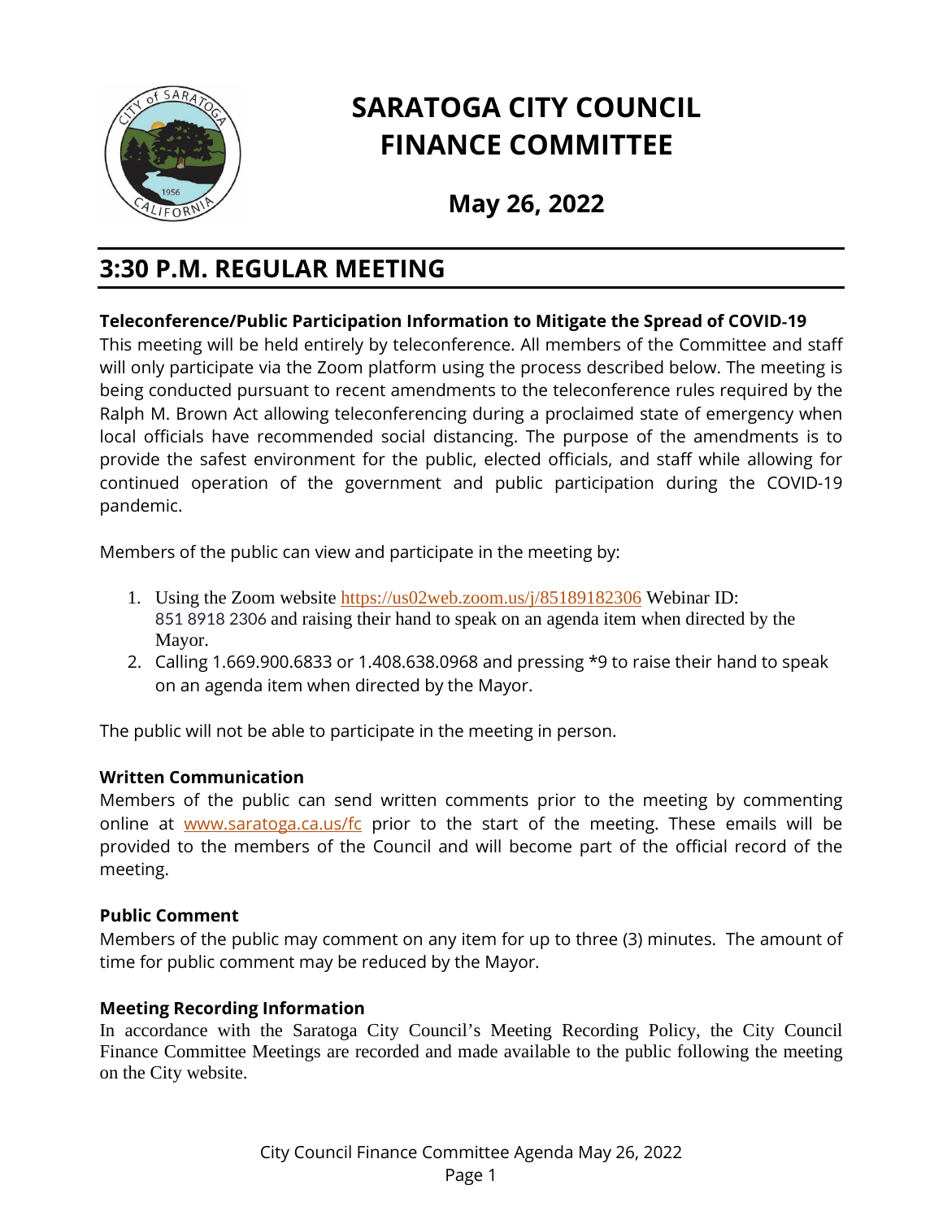# SARATOGA CITY COUNCIL FINANCE COMMITTEE

## May 26, 2022

## 3:30 P.M. REGULAR MEETING

**Teleconference/Public Participation Information to Mitigate the Spread of COVID-19**

This meeting will be held entirely by teleconference. All members of the Committee and staff will only participate via the Zoom platform using the process described below. The meeting is being conducted pursuant to recent amendments to the teleconference rules required by the Ralph M. Brown Act allowing teleconferencing during a proclaimed state of emergency when local officials have recommended social distancing. The purpose of the amendments is to provide the safest environment for the public, elected officials, and staff while allowing for continued operation of the government and public participation during the COVID-19 pandemic.

Members of the public can view and participate in the meeting by:

1. Using the Zoom website https://us02web.zoom.us/j/85189182306 Webinar ID: 851 8918 2306 and raising their hand to speak on an agenda item when directed by the Mayor.
2. Calling 1.669.900.6833 or 1.408.638.0968 and pressing *9 to raise their hand to speak on an agenda item when directed by the Mayor.

The public will not be able to participate in the meeting in person.

**Written Communication**

Members of the public can send written comments prior to the meeting by commenting online at www.saratoga.ca.us/fc prior to the start of the meeting. These emails will be provided to the members of the Council and will become part of the official record of the meeting.

**Public Comment**

Members of the public may comment on any item for up to three (3) minutes. The amount of time for public comment may be reduced by the Mayor.

**Meeting Recording Information**

In accordance with the Saratoga City Council's Meeting Recording Policy, the City Council Finance Committee Meetings are recorded and made available to the public following the meeting on the City website.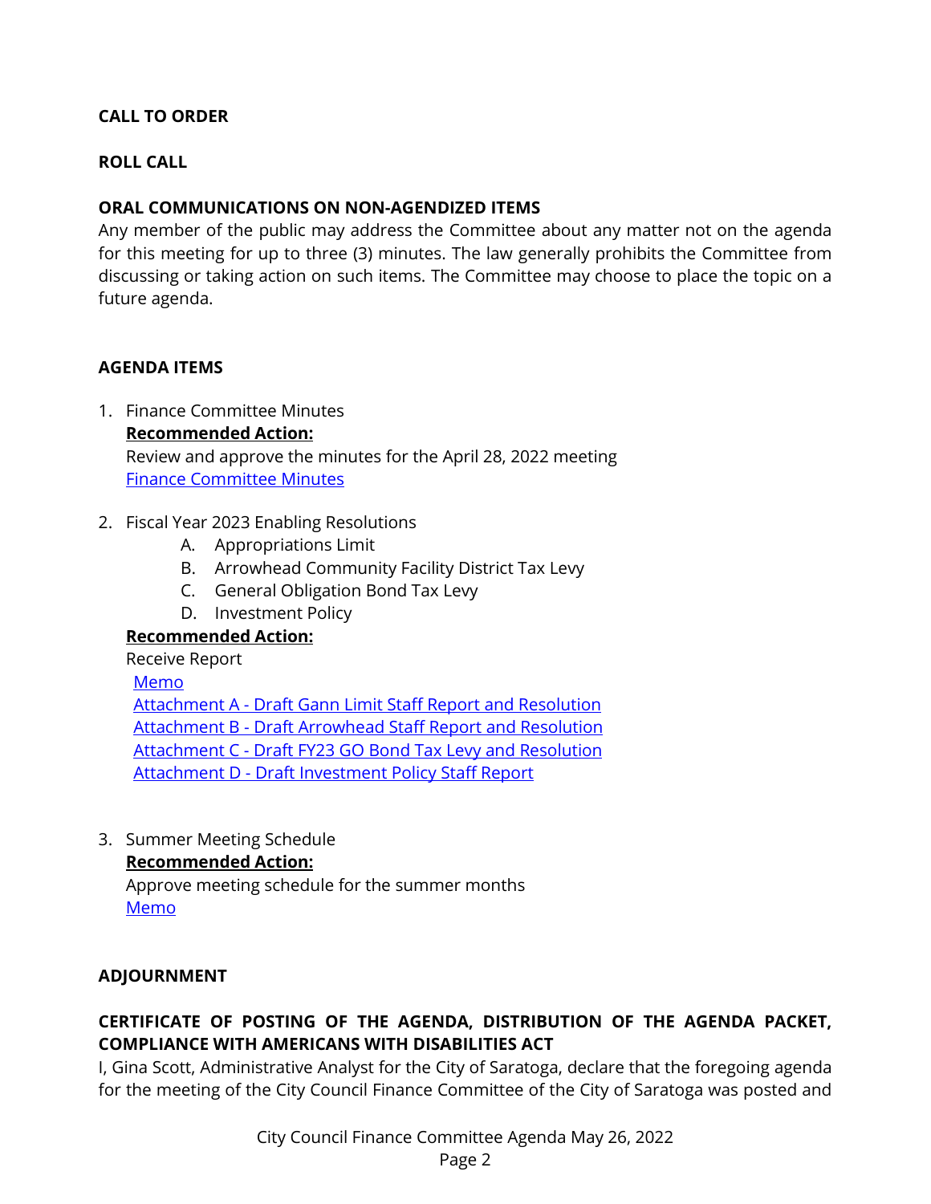**CALL TO ORDER**

**ROLL CALL**

**ORAL COMMUNICATIONS ON NON-AGENDIZED ITEMS**

Any member of the public may address the Committee about any matter not on the agenda for this meeting for up to three (3) minutes. The law generally prohibits the Committee from discussing or taking action on such items. The Committee may choose to place the topic on a future agenda.

**AGENDA ITEMS**

1. Finance Committee Minutes
   **Recommended Action:**
   Review and approve the minutes for the April 28, 2022 meeting
   Finance Committee Minutes

2. Fiscal Year 2023 Enabling Resolutions
   A. Appropriations Limit
   B. Arrowhead Community Facility District Tax Levy
   C. General Obligation Bond Tax Levy
   D. Investment Policy

   **Recommended Action:**
   Receive Report
   Memo
   Attachment A - Draft Gann Limit Staff Report and Resolution
   Attachment B - Draft Arrowhead Staff Report and Resolution
   Attachment C - Draft FY23 GO Bond Tax Levy and Resolution
   Attachment D - Draft Investment Policy Staff Report

3. Summer Meeting Schedule
   **Recommended Action:**
   Approve meeting schedule for the summer months
   Memo

**ADJOURNMENT**

**CERTIFICATE OF POSTING OF THE AGENDA, DISTRIBUTION OF THE AGENDA PACKET, COMPLIANCE WITH AMERICANS WITH DISABILITIES ACT**

I, Gina Scott, Administrative Analyst for the City of Saratoga, declare that the foregoing agenda for the meeting of the City Council Finance Committee of the City of Saratoga was posted and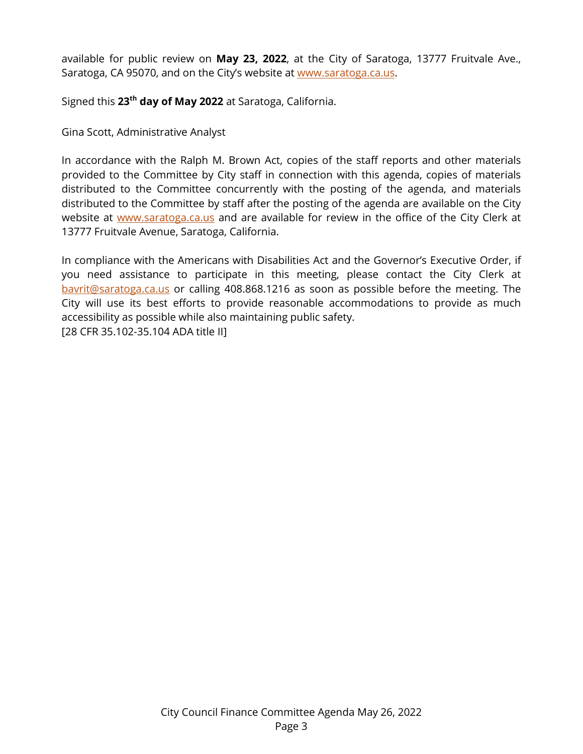available for public review on **May 23, 2022**, at the City of Saratoga, 13777 Fruitvale Ave., Saratoga, CA 95070, and on the City's website at www.saratoga.ca.us.

Signed this **23rd day of May 2022** at Saratoga, California.

Gina Scott, Administrative Analyst

In accordance with the Ralph M. Brown Act, copies of the staff reports and other materials provided to the Committee by City staff in connection with this agenda, copies of materials distributed to the Committee concurrently with the posting of the agenda, and materials distributed to the Committee by staff after the posting of the agenda are available on the City website at www.saratoga.ca.us and are available for review in the office of the City Clerk at 13777 Fruitvale Avenue, Saratoga, California.

In compliance with the Americans with Disabilities Act and the Governor's Executive Order, if you need assistance to participate in this meeting, please contact the City Clerk at bavrit@saratoga.ca.us or calling 408.868.1216 as soon as possible before the meeting. The City will use its best efforts to provide reasonable accommodations to provide as much accessibility as possible while also maintaining public safety.
[28 CFR 35.102-35.104 ADA title II]